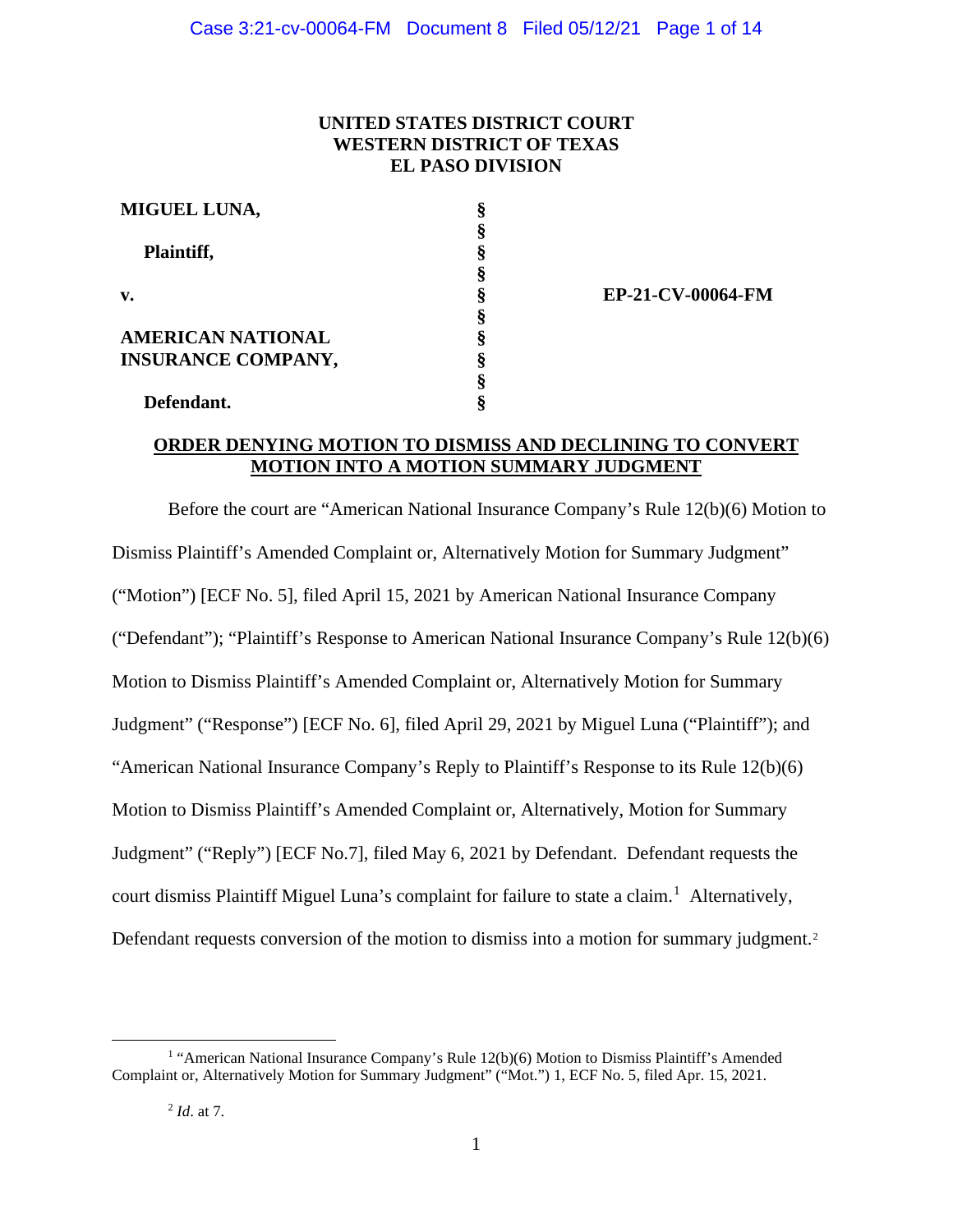**UNITED STATES DISTRICT COURT**
**WESTERN DISTRICT OF TEXAS**
**EL PASO DIVISION**

| | | |
|---|---|---|
| **MIGUEL LUNA,** | § | |
| | § | |
| **Plaintiff,** | § | |
| | § | |
| **v.** | § | **EP-21-CV-00064-FM** |
| | § | |
| **AMERICAN NATIONAL INSURANCE COMPANY,** | § | |
| | § | |
| | § | |
| **Defendant.** | § | |

**ORDER DENYING MOTION TO DISMISS AND DECLINING TO CONVERT MOTION INTO A MOTION SUMMARY JUDGMENT**

Before the court are "American National Insurance Company's Rule 12(b)(6) Motion to Dismiss Plaintiff's Amended Complaint or, Alternatively Motion for Summary Judgment" ("Motion") [ECF No. 5], filed April 15, 2021 by American National Insurance Company ("Defendant"); "Plaintiff's Response to American National Insurance Company's Rule 12(b)(6) Motion to Dismiss Plaintiff's Amended Complaint or, Alternatively Motion for Summary Judgment" ("Response") [ECF No. 6], filed April 29, 2021 by Miguel Luna ("Plaintiff"); and "American National Insurance Company's Reply to Plaintiff's Response to its Rule 12(b)(6) Motion to Dismiss Plaintiff's Amended Complaint or, Alternatively, Motion for Summary Judgment" ("Reply") [ECF No.7], filed May 6, 2021 by Defendant. Defendant requests the court dismiss Plaintiff Miguel Luna's complaint for failure to state a claim.[1] Alternatively, Defendant requests conversion of the motion to dismiss into a motion for summary judgment.[2]

[1] "American National Insurance Company's Rule 12(b)(6) Motion to Dismiss Plaintiff's Amended Complaint or, Alternatively Motion for Summary Judgment" ("Mot.") 1, ECF No. 5, filed Apr. 15, 2021.

[2] *Id*. at 7.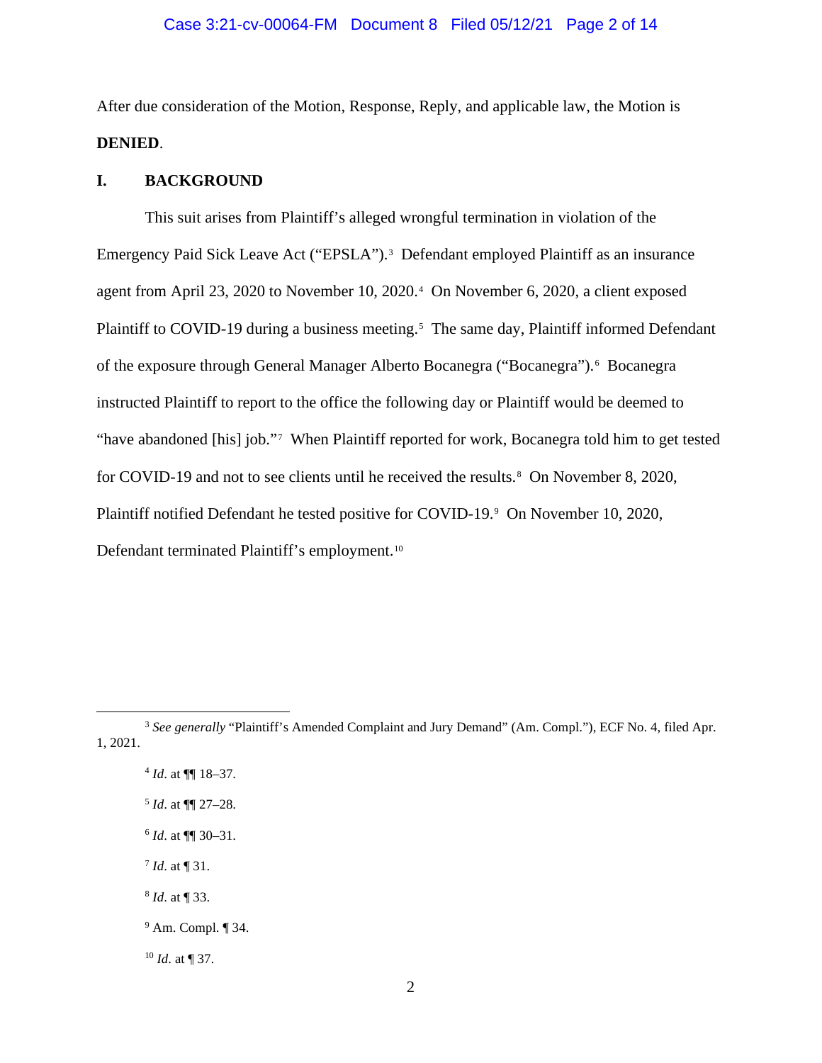After due consideration of the Motion, Response, Reply, and applicable law, the Motion is **DENIED**.

## I. BACKGROUND

This suit arises from Plaintiff's alleged wrongful termination in violation of the Emergency Paid Sick Leave Act ("EPSLA").[3] Defendant employed Plaintiff as an insurance agent from April 23, 2020 to November 10, 2020.[4] On November 6, 2020, a client exposed Plaintiff to COVID-19 during a business meeting.[5] The same day, Plaintiff informed Defendant of the exposure through General Manager Alberto Bocanegra ("Bocanegra").[6] Bocanegra instructed Plaintiff to report to the office the following day or Plaintiff would be deemed to "have abandoned [his] job."[7] When Plaintiff reported for work, Bocanegra told him to get tested for COVID-19 and not to see clients until he received the results.[8] On November 8, 2020, Plaintiff notified Defendant he tested positive for COVID-19.[9] On November 10, 2020, Defendant terminated Plaintiff's employment.[10]

---

[3] *See generally* "Plaintiff's Amended Complaint and Jury Demand" (Am. Compl."), ECF No. 4, filed Apr. 1, 2021.

[4] *Id*. at ¶¶ 18–37.

[5] *Id*. at ¶¶ 27–28.

[6] *Id*. at ¶¶ 30–31.

[7] *Id*. at ¶ 31.

[8] *Id*. at ¶ 33.

[9] Am. Compl. ¶ 34.

[10] *Id*. at ¶ 37.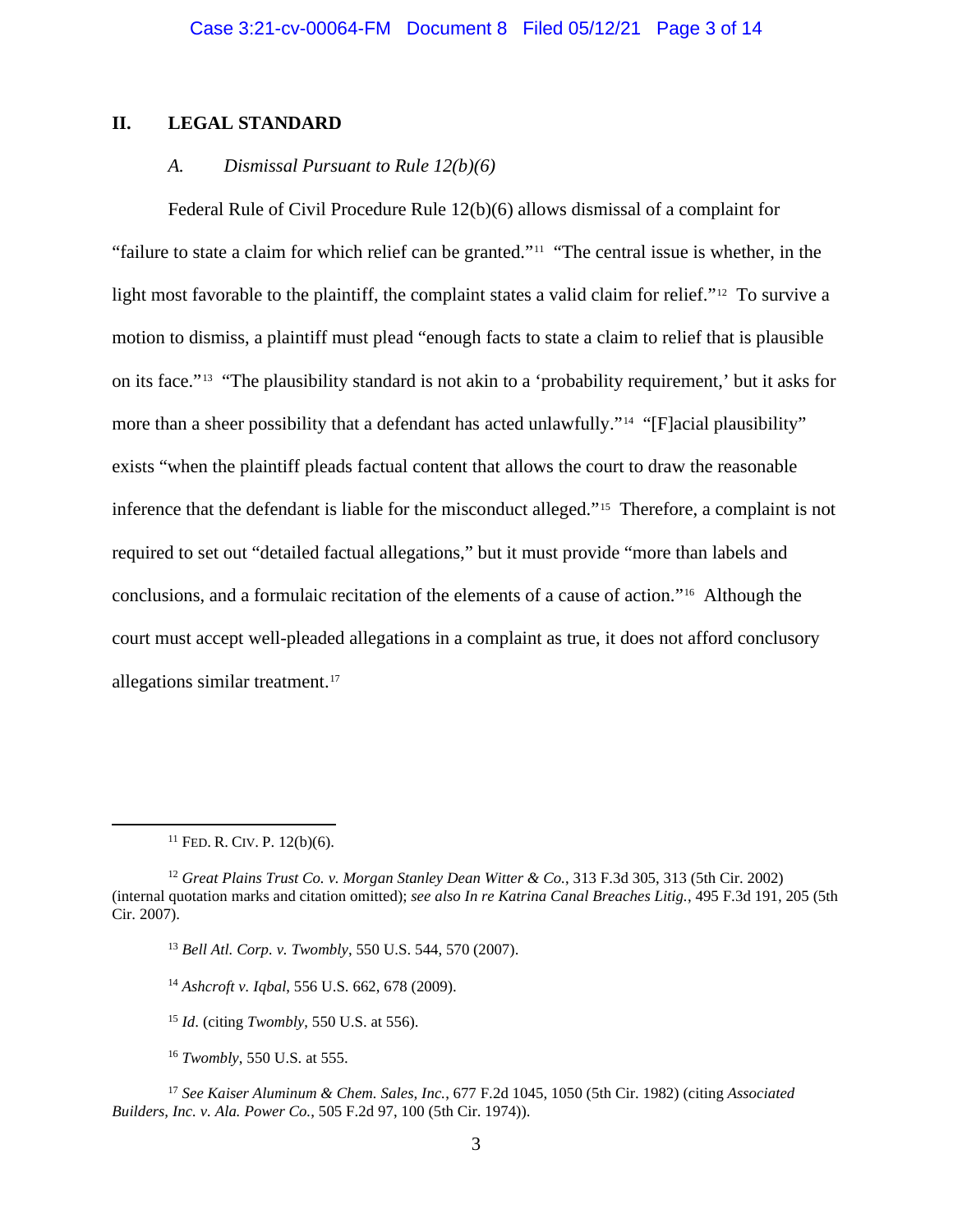## II. LEGAL STANDARD

### *A. Dismissal Pursuant to Rule 12(b)(6)*

Federal Rule of Civil Procedure Rule 12(b)(6) allows dismissal of a complaint for "failure to state a claim for which relief can be granted."[11] "The central issue is whether, in the light most favorable to the plaintiff, the complaint states a valid claim for relief."[12] To survive a motion to dismiss, a plaintiff must plead "enough facts to state a claim to relief that is plausible on its face."[13] "The plausibility standard is not akin to a 'probability requirement,' but it asks for more than a sheer possibility that a defendant has acted unlawfully."[14] "[F]acial plausibility" exists "when the plaintiff pleads factual content that allows the court to draw the reasonable inference that the defendant is liable for the misconduct alleged."[15] Therefore, a complaint is not required to set out "detailed factual allegations," but it must provide "more than labels and conclusions, and a formulaic recitation of the elements of a cause of action."[16] Although the court must accept well-pleaded allegations in a complaint as true, it does not afford conclusory allegations similar treatment.[17]

---

[11] FED. R. CIV. P. 12(b)(6).

[12] *Great Plains Trust Co. v. Morgan Stanley Dean Witter & Co.*, 313 F.3d 305, 313 (5th Cir. 2002) (internal quotation marks and citation omitted); *see also In re Katrina Canal Breaches Litig.*, 495 F.3d 191, 205 (5th Cir. 2007).

[13] *Bell Atl. Corp. v. Twombly*, 550 U.S. 544, 570 (2007).

[14] *Ashcroft v. Iqbal*, 556 U.S. 662, 678 (2009).

[15] *Id*. (citing *Twombly*, 550 U.S. at 556).

[16] *Twombly*, 550 U.S. at 555.

[17] *See Kaiser Aluminum & Chem. Sales, Inc.*, 677 F.2d 1045, 1050 (5th Cir. 1982) (citing *Associated Builders, Inc. v. Ala. Power Co.*, 505 F.2d 97, 100 (5th Cir. 1974)).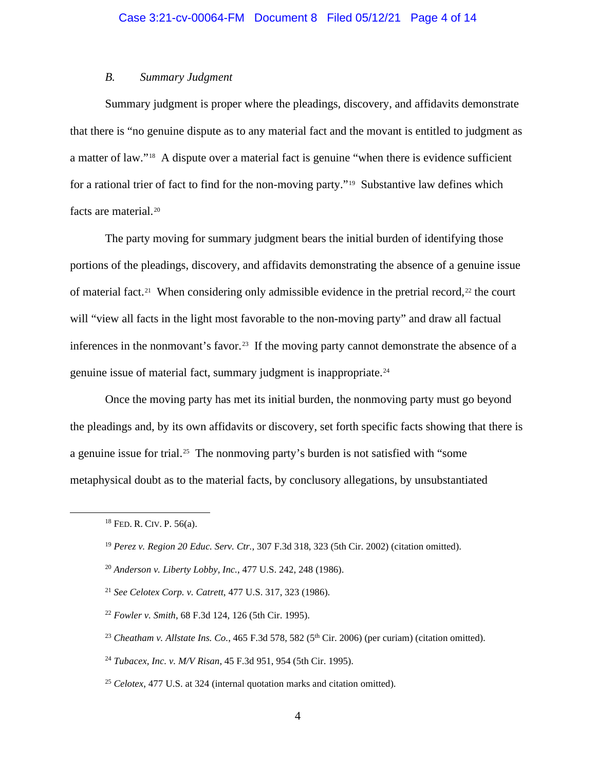### *B. Summary Judgment*

Summary judgment is proper where the pleadings, discovery, and affidavits demonstrate that there is "no genuine dispute as to any material fact and the movant is entitled to judgment as a matter of law."[18] A dispute over a material fact is genuine "when there is evidence sufficient for a rational trier of fact to find for the non-moving party."[19] Substantive law defines which facts are material.[20]

The party moving for summary judgment bears the initial burden of identifying those portions of the pleadings, discovery, and affidavits demonstrating the absence of a genuine issue of material fact.[21] When considering only admissible evidence in the pretrial record,[22] the court will "view all facts in the light most favorable to the non-moving party" and draw all factual inferences in the nonmovant's favor.[23] If the moving party cannot demonstrate the absence of a genuine issue of material fact, summary judgment is inappropriate.[24]

Once the moving party has met its initial burden, the nonmoving party must go beyond the pleadings and, by its own affidavits or discovery, set forth specific facts showing that there is a genuine issue for trial.[25] The nonmoving party's burden is not satisfied with "some metaphysical doubt as to the material facts, by conclusory allegations, by unsubstantiated

---

[18] FED. R. CIV. P. 56(a).

[19] *Perez v. Region 20 Educ. Serv. Ctr.*, 307 F.3d 318, 323 (5th Cir. 2002) (citation omitted).

[20] *Anderson v. Liberty Lobby, Inc.*, 477 U.S. 242, 248 (1986).

[21] *See Celotex Corp. v. Catrett*, 477 U.S. 317, 323 (1986).

[22] *Fowler v. Smith*, 68 F.3d 124, 126 (5th Cir. 1995).

[23] *Cheatham v. Allstate Ins. Co.*, 465 F.3d 578, 582 (5th Cir. 2006) (per curiam) (citation omitted).

[24] *Tubacex, Inc. v. M/V Risan*, 45 F.3d 951, 954 (5th Cir. 1995).

[25] *Celotex*, 477 U.S. at 324 (internal quotation marks and citation omitted).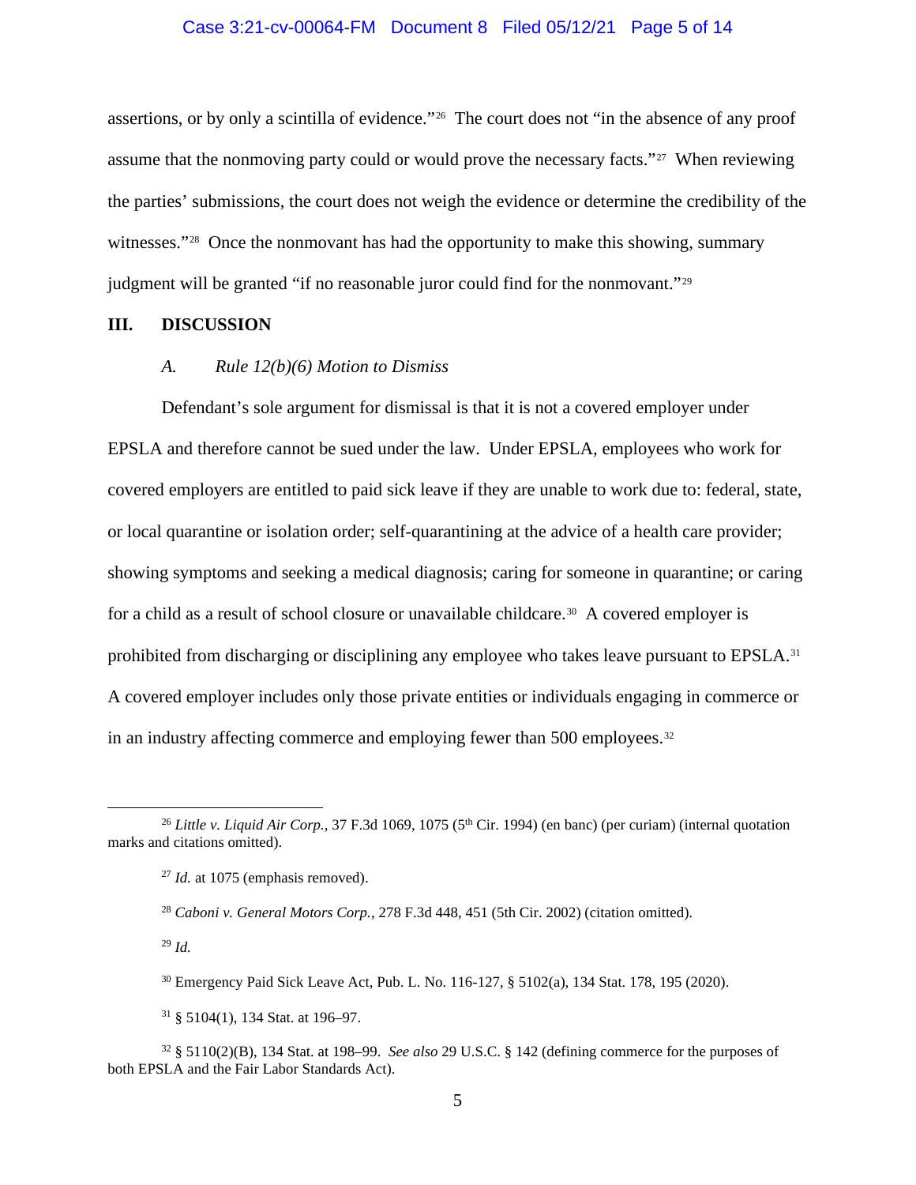assertions, or by only a scintilla of evidence."[26] The court does not "in the absence of any proof assume that the nonmoving party could or would prove the necessary facts."[27] When reviewing the parties' submissions, the court does not weigh the evidence or determine the credibility of the witnesses."[28] Once the nonmovant has had the opportunity to make this showing, summary judgment will be granted "if no reasonable juror could find for the nonmovant."[29]

## III. DISCUSSION

### *A. Rule 12(b)(6) Motion to Dismiss*

Defendant's sole argument for dismissal is that it is not a covered employer under EPSLA and therefore cannot be sued under the law. Under EPSLA, employees who work for covered employers are entitled to paid sick leave if they are unable to work due to: federal, state, or local quarantine or isolation order; self-quarantining at the advice of a health care provider; showing symptoms and seeking a medical diagnosis; caring for someone in quarantine; or caring for a child as a result of school closure or unavailable childcare.[30] A covered employer is prohibited from discharging or disciplining any employee who takes leave pursuant to EPSLA.[31] A covered employer includes only those private entities or individuals engaging in commerce or in an industry affecting commerce and employing fewer than 500 employees.[32]

---

[26] *Little v. Liquid Air Corp.*, 37 F.3d 1069, 1075 (5th Cir. 1994) (en banc) (per curiam) (internal quotation marks and citations omitted).

[27] *Id.* at 1075 (emphasis removed).

[28] *Caboni v. General Motors Corp.*, 278 F.3d 448, 451 (5th Cir. 2002) (citation omitted).

[29] *Id.*

[30] Emergency Paid Sick Leave Act, Pub. L. No. 116-127, § 5102(a), 134 Stat. 178, 195 (2020).

[31] § 5104(1), 134 Stat. at 196–97.

[32] § 5110(2)(B), 134 Stat. at 198–99. *See also* 29 U.S.C. § 142 (defining commerce for the purposes of both EPSLA and the Fair Labor Standards Act).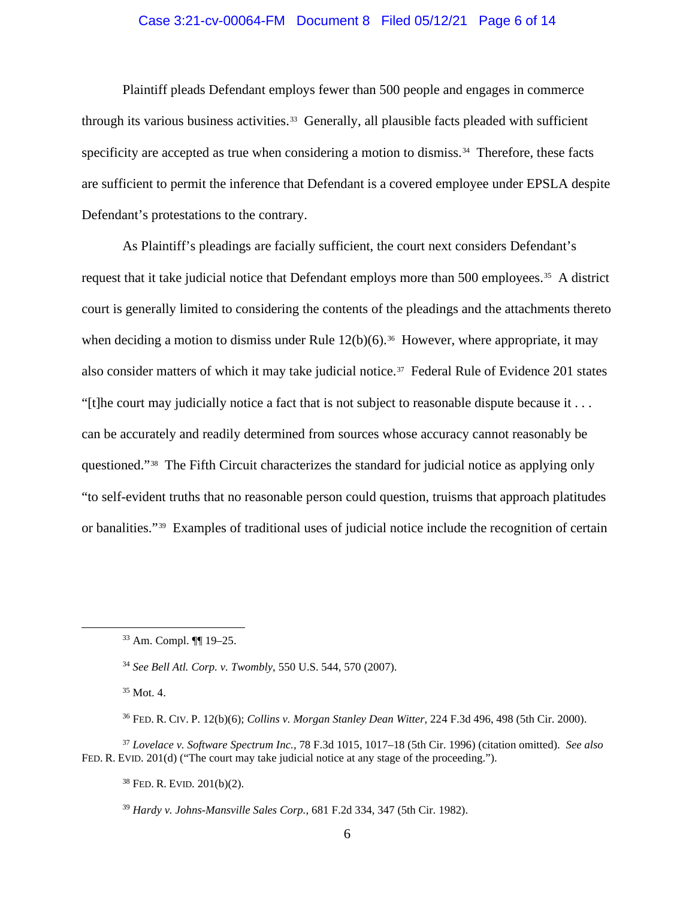Plaintiff pleads Defendant employs fewer than 500 people and engages in commerce through its various business activities.[33] Generally, all plausible facts pleaded with sufficient specificity are accepted as true when considering a motion to dismiss.[34] Therefore, these facts are sufficient to permit the inference that Defendant is a covered employee under EPSLA despite Defendant's protestations to the contrary.

As Plaintiff's pleadings are facially sufficient, the court next considers Defendant's request that it take judicial notice that Defendant employs more than 500 employees.[35] A district court is generally limited to considering the contents of the pleadings and the attachments thereto when deciding a motion to dismiss under Rule 12(b)(6).[36] However, where appropriate, it may also consider matters of which it may take judicial notice.[37] Federal Rule of Evidence 201 states "[t]he court may judicially notice a fact that is not subject to reasonable dispute because it . . . can be accurately and readily determined from sources whose accuracy cannot reasonably be questioned."[38] The Fifth Circuit characterizes the standard for judicial notice as applying only "to self-evident truths that no reasonable person could question, truisms that approach platitudes or banalities."[39] Examples of traditional uses of judicial notice include the recognition of certain

---

[33] Am. Compl. ¶¶ 19–25.

[34] *See Bell Atl. Corp. v. Twombly*, 550 U.S. 544, 570 (2007).

[35] Mot. 4.

[36] FED. R. CIV. P. 12(b)(6); *Collins v. Morgan Stanley Dean Witter*, 224 F.3d 496, 498 (5th Cir. 2000).

[37] *Lovelace v. Software Spectrum Inc.*, 78 F.3d 1015, 1017–18 (5th Cir. 1996) (citation omitted). *See also* FED. R. EVID. 201(d) ("The court may take judicial notice at any stage of the proceeding.").

[38] FED. R. EVID. 201(b)(2).

[39] *Hardy v. Johns-Mansville Sales Corp.*, 681 F.2d 334, 347 (5th Cir. 1982).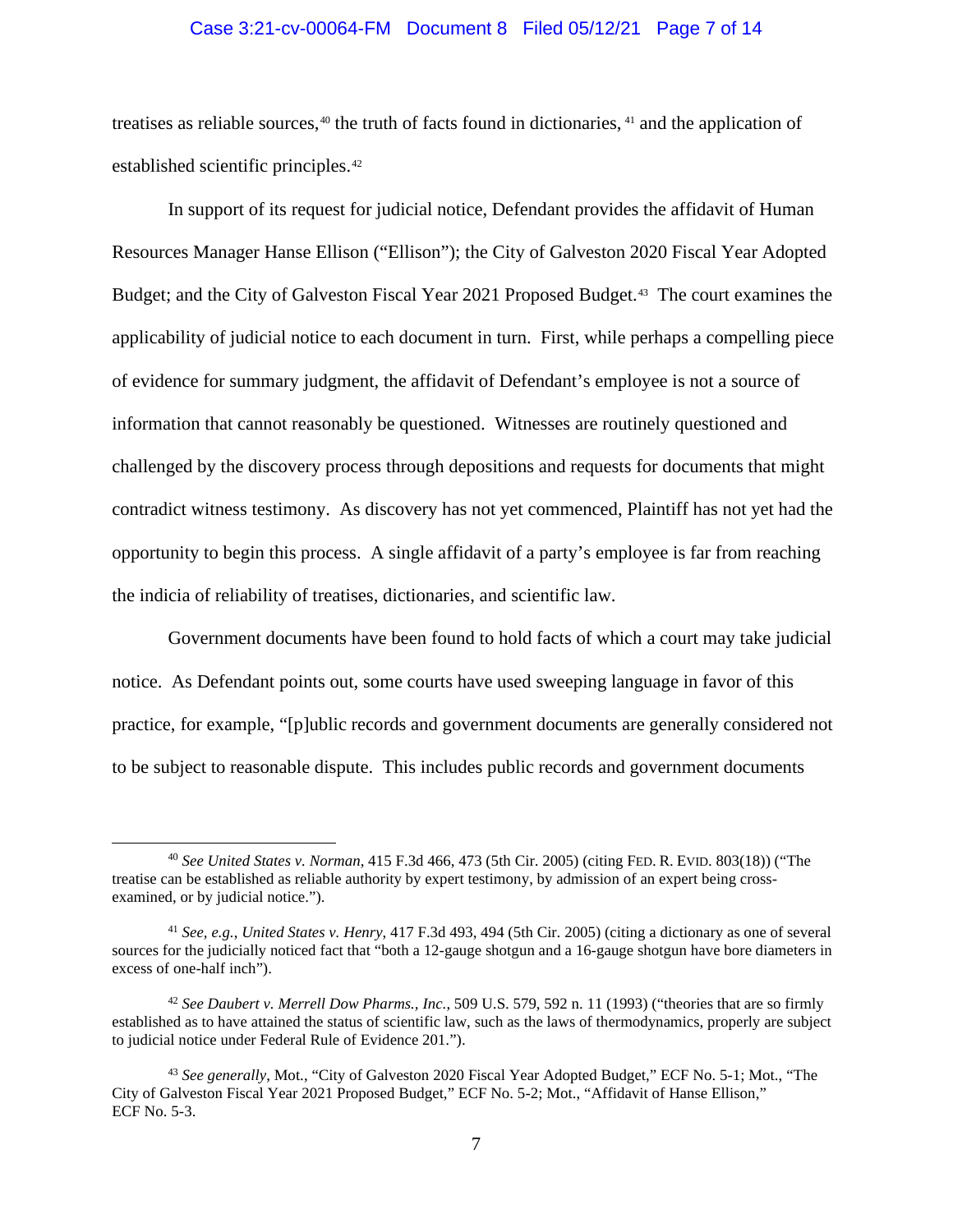treatises as reliable sources,[40] the truth of facts found in dictionaries, [41] and the application of established scientific principles.[42]

In support of its request for judicial notice, Defendant provides the affidavit of Human Resources Manager Hanse Ellison ("Ellison"); the City of Galveston 2020 Fiscal Year Adopted Budget; and the City of Galveston Fiscal Year 2021 Proposed Budget.[43] The court examines the applicability of judicial notice to each document in turn. First, while perhaps a compelling piece of evidence for summary judgment, the affidavit of Defendant's employee is not a source of information that cannot reasonably be questioned. Witnesses are routinely questioned and challenged by the discovery process through depositions and requests for documents that might contradict witness testimony. As discovery has not yet commenced, Plaintiff has not yet had the opportunity to begin this process. A single affidavit of a party's employee is far from reaching the indicia of reliability of treatises, dictionaries, and scientific law.

Government documents have been found to hold facts of which a court may take judicial notice. As Defendant points out, some courts have used sweeping language in favor of this practice, for example, "[p]ublic records and government documents are generally considered not to be subject to reasonable dispute. This includes public records and government documents

---

[40] *See United States v. Norman*, 415 F.3d 466, 473 (5th Cir. 2005) (citing FED. R. EVID. 803(18)) ("The treatise can be established as reliable authority by expert testimony, by admission of an expert being cross-examined, or by judicial notice.").

[41] *See, e.g.*, *United States v. Henry*, 417 F.3d 493, 494 (5th Cir. 2005) (citing a dictionary as one of several sources for the judicially noticed fact that "both a 12-gauge shotgun and a 16-gauge shotgun have bore diameters in excess of one-half inch").

[42] *See Daubert v. Merrell Dow Pharms., Inc.*, 509 U.S. 579, 592 n. 11 (1993) ("theories that are so firmly established as to have attained the status of scientific law, such as the laws of thermodynamics, properly are subject to judicial notice under Federal Rule of Evidence 201.").

[43] *See generally*, Mot., "City of Galveston 2020 Fiscal Year Adopted Budget," ECF No. 5-1; Mot., "The City of Galveston Fiscal Year 2021 Proposed Budget," ECF No. 5-2; Mot., "Affidavit of Hanse Ellison," ECF No. 5-3.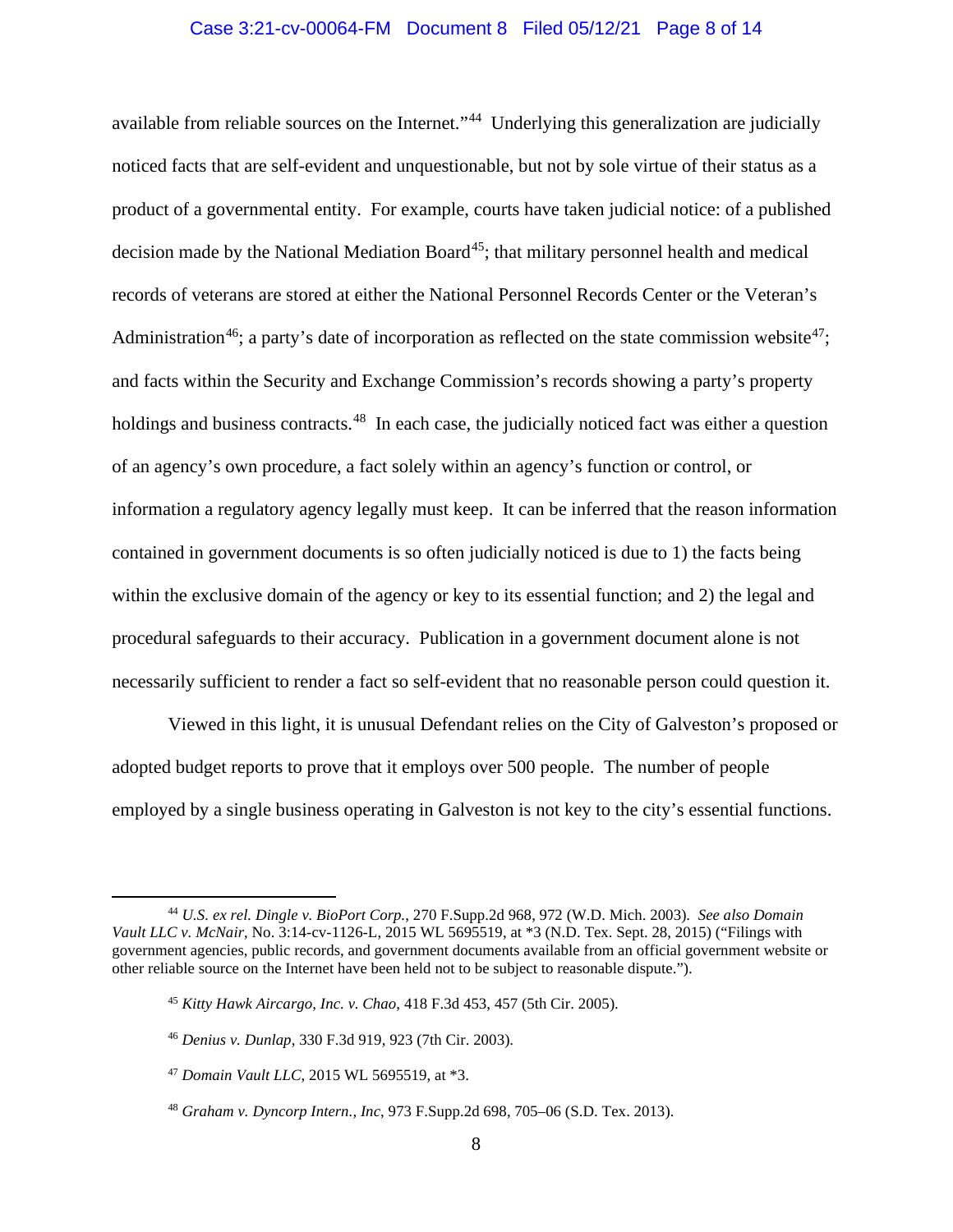available from reliable sources on the Internet."[44] Underlying this generalization are judicially noticed facts that are self-evident and unquestionable, but not by sole virtue of their status as a product of a governmental entity. For example, courts have taken judicial notice: of a published decision made by the National Mediation Board[45]; that military personnel health and medical records of veterans are stored at either the National Personnel Records Center or the Veteran's Administration[46]; a party's date of incorporation as reflected on the state commission website[47]; and facts within the Security and Exchange Commission's records showing a party's property holdings and business contracts.[48] In each case, the judicially noticed fact was either a question of an agency's own procedure, a fact solely within an agency's function or control, or information a regulatory agency legally must keep. It can be inferred that the reason information contained in government documents is so often judicially noticed is due to 1) the facts being within the exclusive domain of the agency or key to its essential function; and 2) the legal and procedural safeguards to their accuracy. Publication in a government document alone is not necessarily sufficient to render a fact so self-evident that no reasonable person could question it.

Viewed in this light, it is unusual Defendant relies on the City of Galveston's proposed or adopted budget reports to prove that it employs over 500 people. The number of people employed by a single business operating in Galveston is not key to the city's essential functions.

---

[44] *U.S. ex rel. Dingle v. BioPort Corp.*, 270 F.Supp.2d 968, 972 (W.D. Mich. 2003). *See also Domain Vault LLC v. McNair*, No. 3:14-cv-1126-L, 2015 WL 5695519, at *3 (N.D. Tex. Sept. 28, 2015) ("Filings with government agencies, public records, and government documents available from an official government website or other reliable source on the Internet have been held not to be subject to reasonable dispute.").

[45] *Kitty Hawk Aircargo, Inc. v. Chao*, 418 F.3d 453, 457 (5th Cir. 2005).

[46] *Denius v. Dunlap*, 330 F.3d 919, 923 (7th Cir. 2003).

[47] *Domain Vault LLC*, 2015 WL 5695519, at *3.

[48] *Graham v. Dyncorp Intern., Inc*, 973 F.Supp.2d 698, 705–06 (S.D. Tex. 2013).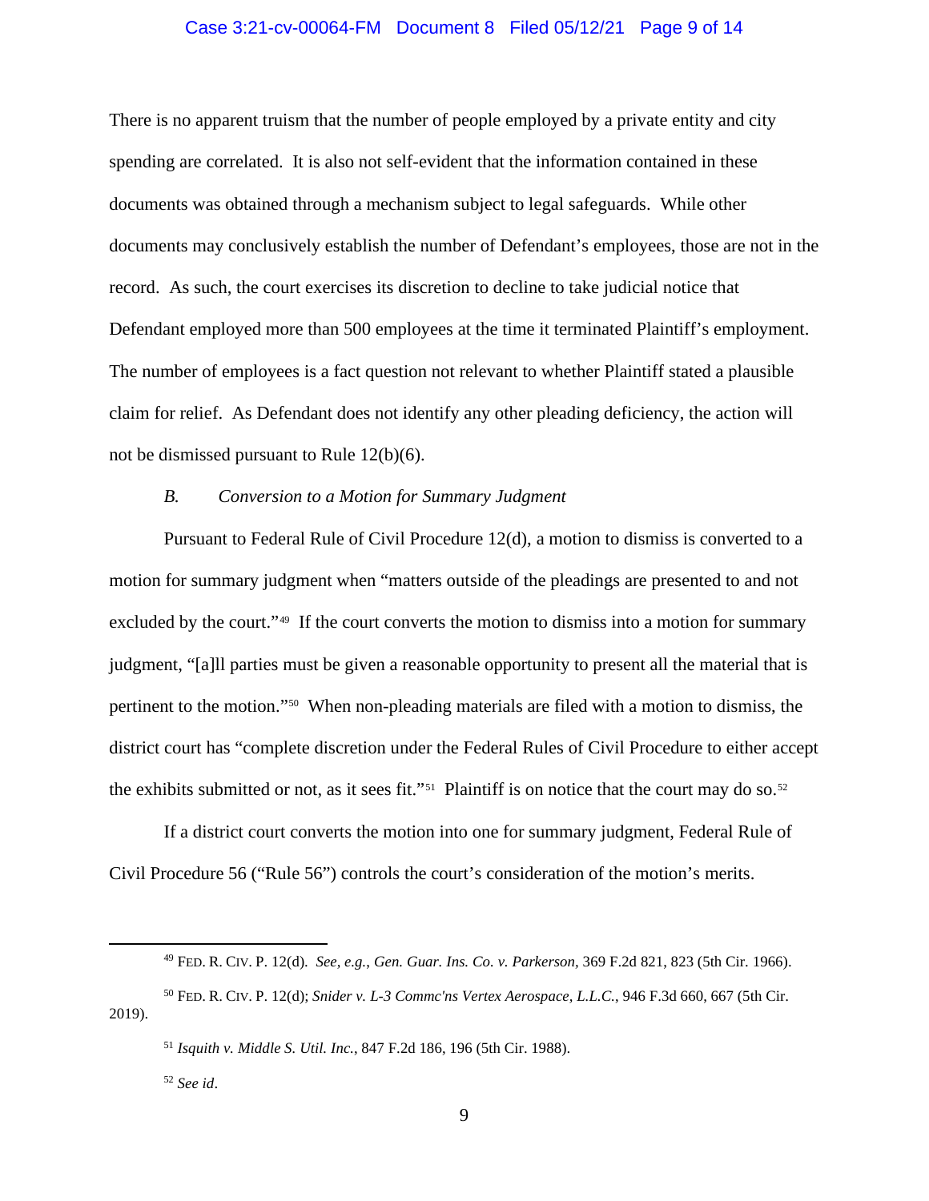There is no apparent truism that the number of people employed by a private entity and city spending are correlated. It is also not self-evident that the information contained in these documents was obtained through a mechanism subject to legal safeguards. While other documents may conclusively establish the number of Defendant's employees, those are not in the record. As such, the court exercises its discretion to decline to take judicial notice that Defendant employed more than 500 employees at the time it terminated Plaintiff's employment. The number of employees is a fact question not relevant to whether Plaintiff stated a plausible claim for relief. As Defendant does not identify any other pleading deficiency, the action will not be dismissed pursuant to Rule 12(b)(6).

### *B. Conversion to a Motion for Summary Judgment*

Pursuant to Federal Rule of Civil Procedure 12(d), a motion to dismiss is converted to a motion for summary judgment when "matters outside of the pleadings are presented to and not excluded by the court."[49] If the court converts the motion to dismiss into a motion for summary judgment, "[a]ll parties must be given a reasonable opportunity to present all the material that is pertinent to the motion."[50] When non-pleading materials are filed with a motion to dismiss, the district court has "complete discretion under the Federal Rules of Civil Procedure to either accept the exhibits submitted or not, as it sees fit."[51] Plaintiff is on notice that the court may do so.[52]

If a district court converts the motion into one for summary judgment, Federal Rule of Civil Procedure 56 ("Rule 56") controls the court's consideration of the motion's merits.

---

[49] FED. R. CIV. P. 12(d). *See, e.g.*, *Gen. Guar. Ins. Co. v. Parkerson*, 369 F.2d 821, 823 (5th Cir. 1966).

[50] FED. R. CIV. P. 12(d); *Snider v. L-3 Commc'ns Vertex Aerospace, L.L.C.*, 946 F.3d 660, 667 (5th Cir. 2019).

[51] *Isquith v. Middle S. Util. Inc.*, 847 F.2d 186, 196 (5th Cir. 1988).

[52] *See id*.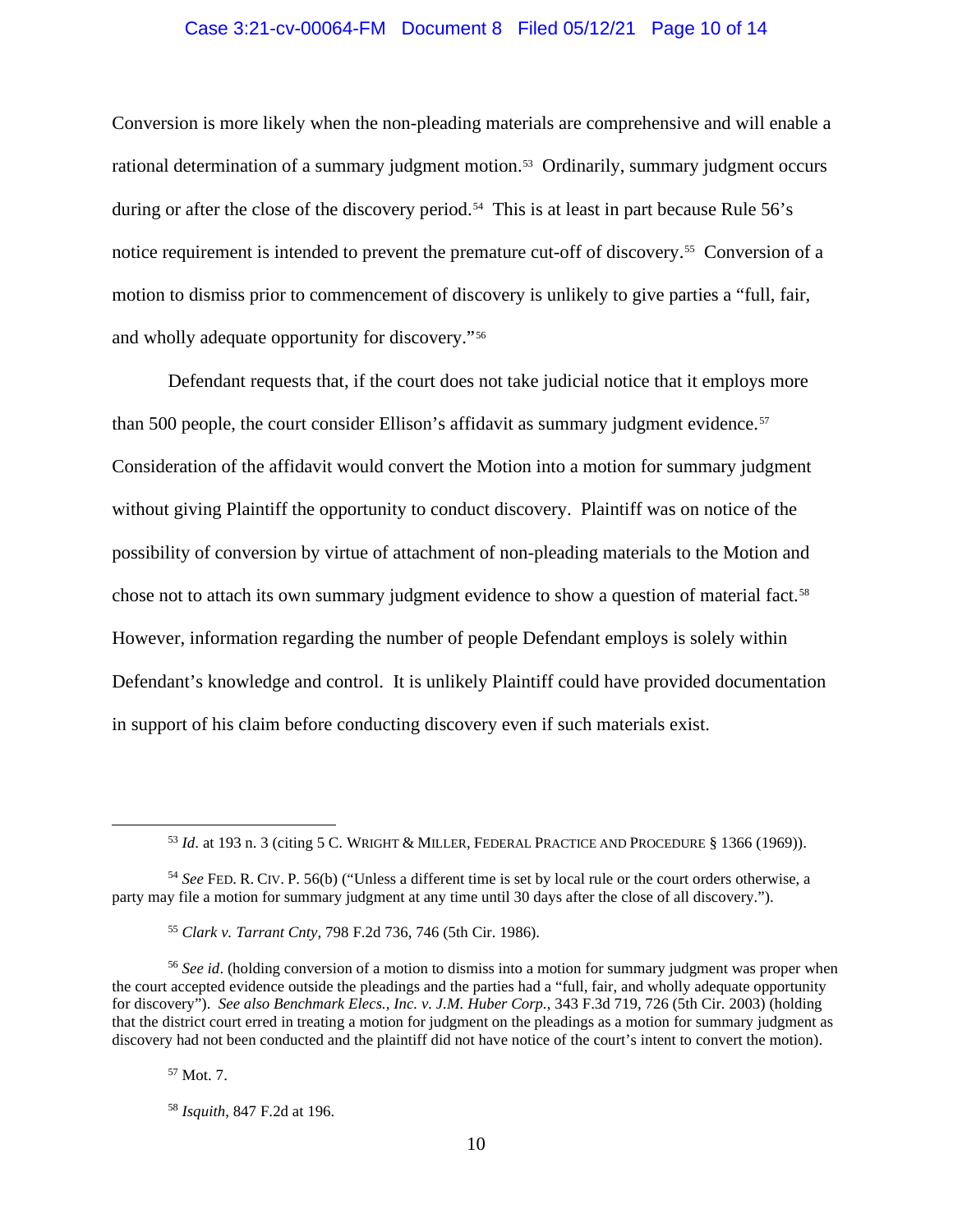Conversion is more likely when the non-pleading materials are comprehensive and will enable a rational determination of a summary judgment motion.[53] Ordinarily, summary judgment occurs during or after the close of the discovery period.[54] This is at least in part because Rule 56's notice requirement is intended to prevent the premature cut-off of discovery.[55] Conversion of a motion to dismiss prior to commencement of discovery is unlikely to give parties a "full, fair, and wholly adequate opportunity for discovery."[56]

Defendant requests that, if the court does not take judicial notice that it employs more than 500 people, the court consider Ellison's affidavit as summary judgment evidence.[57] Consideration of the affidavit would convert the Motion into a motion for summary judgment without giving Plaintiff the opportunity to conduct discovery. Plaintiff was on notice of the possibility of conversion by virtue of attachment of non-pleading materials to the Motion and chose not to attach its own summary judgment evidence to show a question of material fact.[58] However, information regarding the number of people Defendant employs is solely within Defendant's knowledge and control. It is unlikely Plaintiff could have provided documentation in support of his claim before conducting discovery even if such materials exist.

---

[53] *Id*. at 193 n. 3 (citing 5 C. WRIGHT & MILLER, FEDERAL PRACTICE AND PROCEDURE § 1366 (1969)).

[54] *See* FED. R. CIV. P. 56(b) ("Unless a different time is set by local rule or the court orders otherwise, a party may file a motion for summary judgment at any time until 30 days after the close of all discovery.").

[55] *Clark v. Tarrant Cnty*, 798 F.2d 736, 746 (5th Cir. 1986).

[56] *See id*. (holding conversion of a motion to dismiss into a motion for summary judgment was proper when the court accepted evidence outside the pleadings and the parties had a "full, fair, and wholly adequate opportunity for discovery"). *See also Benchmark Elecs., Inc. v. J.M. Huber Corp.*, 343 F.3d 719, 726 (5th Cir. 2003) (holding that the district court erred in treating a motion for judgment on the pleadings as a motion for summary judgment as discovery had not been conducted and the plaintiff did not have notice of the court's intent to convert the motion).

[57] Mot. 7.

[58] *Isquith*, 847 F.2d at 196.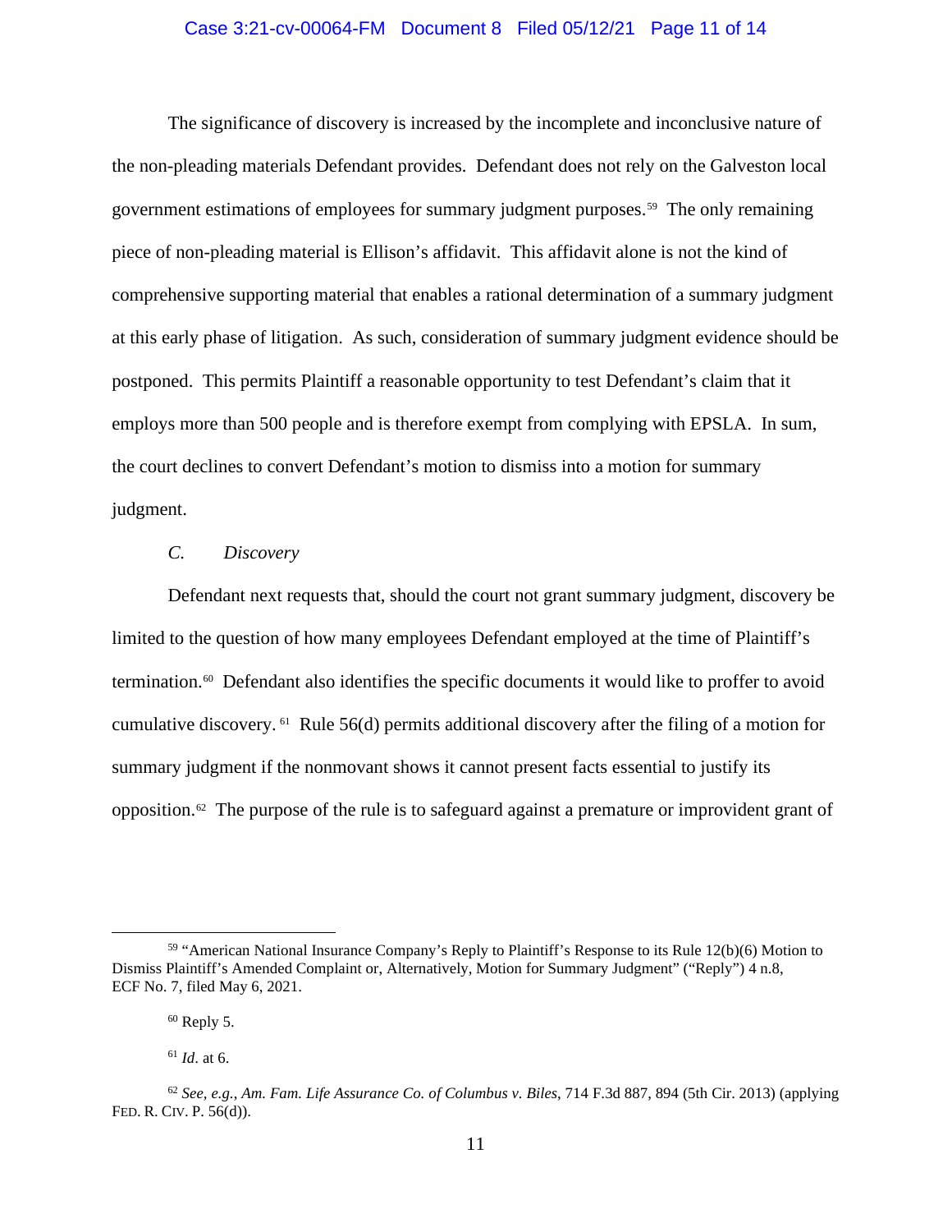The significance of discovery is increased by the incomplete and inconclusive nature of the non-pleading materials Defendant provides. Defendant does not rely on the Galveston local government estimations of employees for summary judgment purposes.[59] The only remaining piece of non-pleading material is Ellison's affidavit. This affidavit alone is not the kind of comprehensive supporting material that enables a rational determination of a summary judgment at this early phase of litigation. As such, consideration of summary judgment evidence should be postponed. This permits Plaintiff a reasonable opportunity to test Defendant's claim that it employs more than 500 people and is therefore exempt from complying with EPSLA. In sum, the court declines to convert Defendant's motion to dismiss into a motion for summary judgment.

*C. Discovery*

Defendant next requests that, should the court not grant summary judgment, discovery be limited to the question of how many employees Defendant employed at the time of Plaintiff's termination.[60] Defendant also identifies the specific documents it would like to proffer to avoid cumulative discovery.[61] Rule 56(d) permits additional discovery after the filing of a motion for summary judgment if the nonmovant shows it cannot present facts essential to justify its opposition.[62] The purpose of the rule is to safeguard against a premature or improvident grant of

---

[59] "American National Insurance Company's Reply to Plaintiff's Response to its Rule 12(b)(6) Motion to Dismiss Plaintiff's Amended Complaint or, Alternatively, Motion for Summary Judgment" ("Reply") 4 n.8, ECF No. 7, filed May 6, 2021.

[60] Reply 5.

[61] *Id*. at 6.

[62] *See, e.g.*, *Am. Fam. Life Assurance Co. of Columbus v. Biles*, 714 F.3d 887, 894 (5th Cir. 2013) (applying FED. R. CIV. P. 56(d)).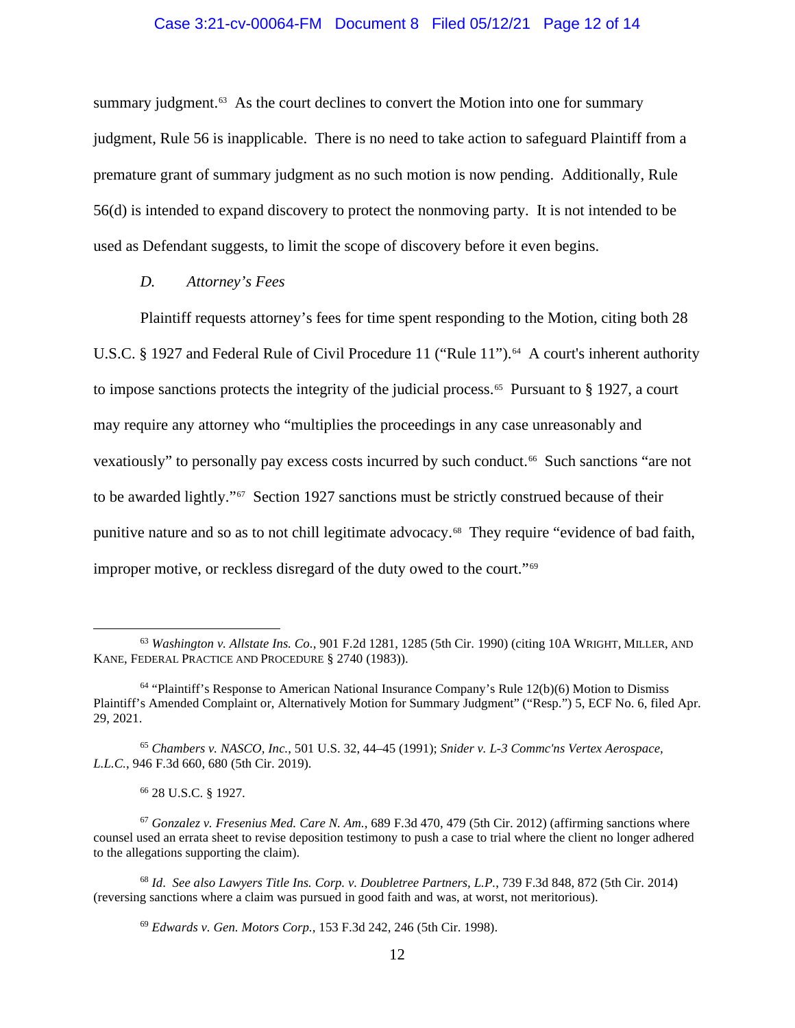summary judgment.[63] As the court declines to convert the Motion into one for summary judgment, Rule 56 is inapplicable. There is no need to take action to safeguard Plaintiff from a premature grant of summary judgment as no such motion is now pending. Additionally, Rule 56(d) is intended to expand discovery to protect the nonmoving party. It is not intended to be used as Defendant suggests, to limit the scope of discovery before it even begins.

*D. Attorney's Fees*

Plaintiff requests attorney's fees for time spent responding to the Motion, citing both 28 U.S.C. § 1927 and Federal Rule of Civil Procedure 11 ("Rule 11").[64] A court's inherent authority to impose sanctions protects the integrity of the judicial process.[65] Pursuant to § 1927, a court may require any attorney who "multiplies the proceedings in any case unreasonably and vexatiously" to personally pay excess costs incurred by such conduct.[66] Such sanctions "are not to be awarded lightly."[67] Section 1927 sanctions must be strictly construed because of their punitive nature and so as to not chill legitimate advocacy.[68] They require "evidence of bad faith, improper motive, or reckless disregard of the duty owed to the court."[69]

---

[63] *Washington v. Allstate Ins. Co.*, 901 F.2d 1281, 1285 (5th Cir. 1990) (citing 10A Wright, Miller, and Kane, Federal Practice and Procedure § 2740 (1983)).

[64] "Plaintiff's Response to American National Insurance Company's Rule 12(b)(6) Motion to Dismiss Plaintiff's Amended Complaint or, Alternatively Motion for Summary Judgment" ("Resp.") 5, ECF No. 6, filed Apr. 29, 2021.

[65] *Chambers v. NASCO, Inc.*, 501 U.S. 32, 44–45 (1991); *Snider v. L-3 Commc'ns Vertex Aerospace, L.L.C.*, 946 F.3d 660, 680 (5th Cir. 2019).

[66] 28 U.S.C. § 1927.

[67] *Gonzalez v. Fresenius Med. Care N. Am.*, 689 F.3d 470, 479 (5th Cir. 2012) (affirming sanctions where counsel used an errata sheet to revise deposition testimony to push a case to trial where the client no longer adhered to the allegations supporting the claim).

[68] *Id*. *See also Lawyers Title Ins. Corp. v. Doubletree Partners, L.P.*, 739 F.3d 848, 872 (5th Cir. 2014) (reversing sanctions where a claim was pursued in good faith and was, at worst, not meritorious).

[69] *Edwards v. Gen. Motors Corp.*, 153 F.3d 242, 246 (5th Cir. 1998).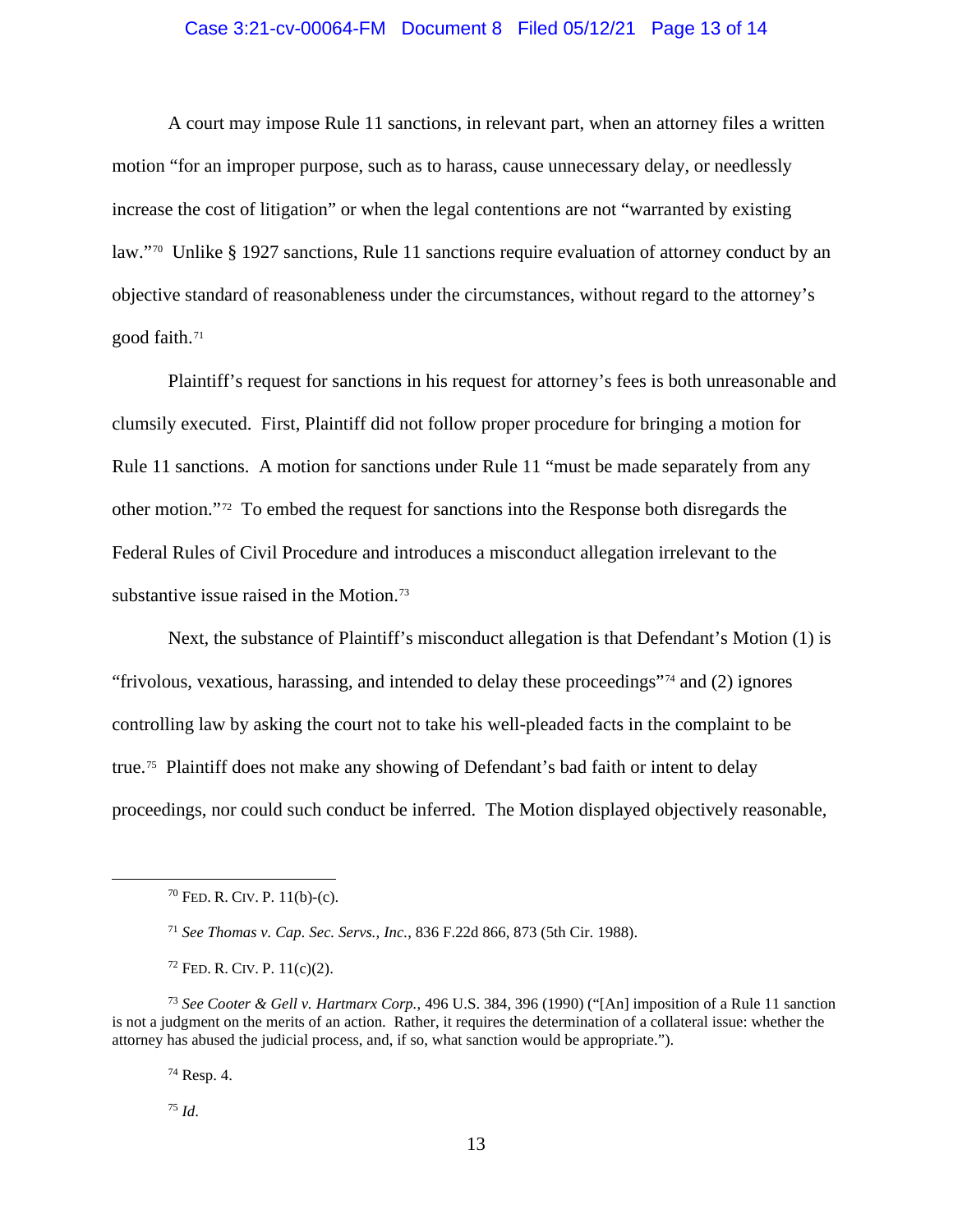A court may impose Rule 11 sanctions, in relevant part, when an attorney files a written motion "for an improper purpose, such as to harass, cause unnecessary delay, or needlessly increase the cost of litigation" or when the legal contentions are not "warranted by existing law."[70] Unlike § 1927 sanctions, Rule 11 sanctions require evaluation of attorney conduct by an objective standard of reasonableness under the circumstances, without regard to the attorney's good faith.[71]

Plaintiff's request for sanctions in his request for attorney's fees is both unreasonable and clumsily executed. First, Plaintiff did not follow proper procedure for bringing a motion for Rule 11 sanctions. A motion for sanctions under Rule 11 "must be made separately from any other motion."[72] To embed the request for sanctions into the Response both disregards the Federal Rules of Civil Procedure and introduces a misconduct allegation irrelevant to the substantive issue raised in the Motion.[73]

Next, the substance of Plaintiff's misconduct allegation is that Defendant's Motion (1) is "frivolous, vexatious, harassing, and intended to delay these proceedings"[74] and (2) ignores controlling law by asking the court not to take his well-pleaded facts in the complaint to be true.[75] Plaintiff does not make any showing of Defendant's bad faith or intent to delay proceedings, nor could such conduct be inferred. The Motion displayed objectively reasonable,

---

[70] FED. R. CIV. P. 11(b)-(c).

[71] *See Thomas v. Cap. Sec. Servs., Inc.*, 836 F.22d 866, 873 (5th Cir. 1988).

[72] FED. R. CIV. P. 11(c)(2).

[73] *See Cooter & Gell v. Hartmarx Corp.,* 496 U.S. 384, 396 (1990) ("[An] imposition of a Rule 11 sanction is not a judgment on the merits of an action. Rather, it requires the determination of a collateral issue: whether the attorney has abused the judicial process, and, if so, what sanction would be appropriate.").

[74] Resp. 4.

[75] *Id*.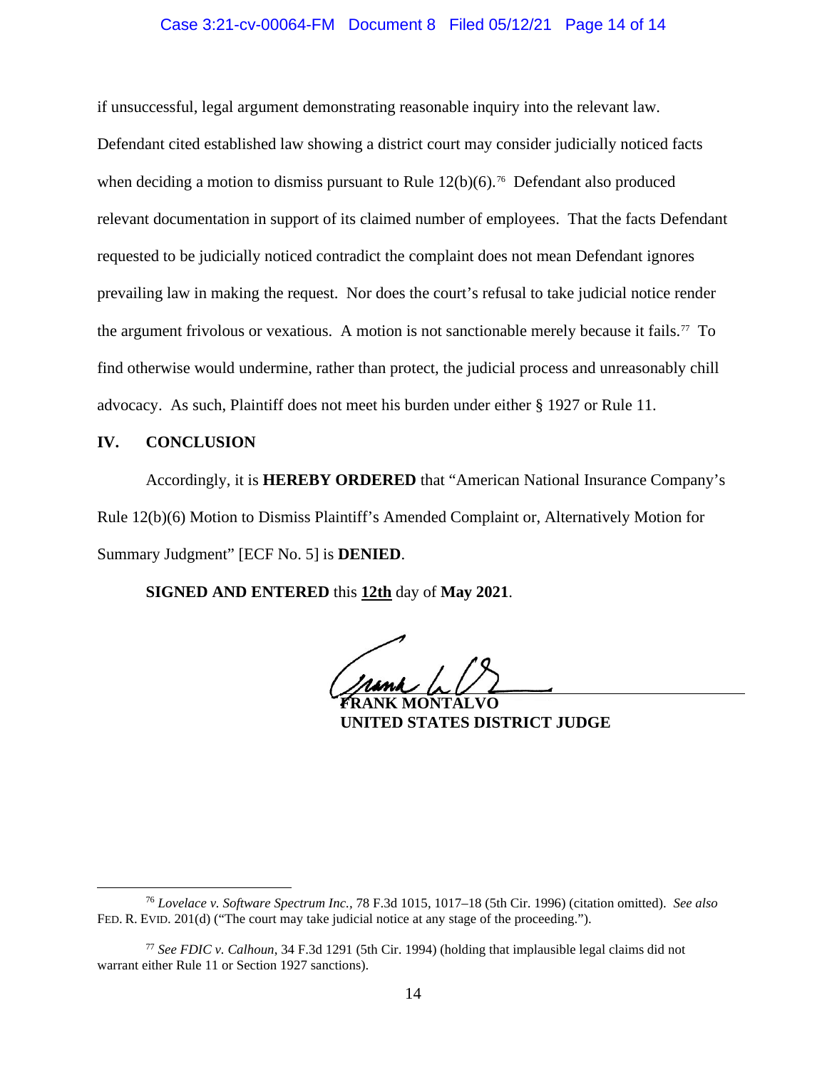if unsuccessful, legal argument demonstrating reasonable inquiry into the relevant law. Defendant cited established law showing a district court may consider judicially noticed facts when deciding a motion to dismiss pursuant to Rule 12(b)(6).[76] Defendant also produced relevant documentation in support of its claimed number of employees. That the facts Defendant requested to be judicially noticed contradict the complaint does not mean Defendant ignores prevailing law in making the request. Nor does the court's refusal to take judicial notice render the argument frivolous or vexatious. A motion is not sanctionable merely because it fails.[77] To find otherwise would undermine, rather than protect, the judicial process and unreasonably chill advocacy. As such, Plaintiff does not meet his burden under either § 1927 or Rule 11.

## IV. CONCLUSION

Accordingly, it is **HEREBY ORDERED** that "American National Insurance Company's Rule 12(b)(6) Motion to Dismiss Plaintiff's Amended Complaint or, Alternatively Motion for Summary Judgment" [ECF No. 5] is **DENIED**.

**SIGNED AND ENTERED** this **<u>12th</u>** day of **May 2021**.

**FRANK MONTALVO**
**UNITED STATES DISTRICT JUDGE**

---

[76] *Lovelace v. Software Spectrum Inc.*, 78 F.3d 1015, 1017–18 (5th Cir. 1996) (citation omitted). *See also* FED. R. EVID. 201(d) ("The court may take judicial notice at any stage of the proceeding.").

[77] *See FDIC v. Calhoun*, 34 F.3d 1291 (5th Cir. 1994) (holding that implausible legal claims did not warrant either Rule 11 or Section 1927 sanctions).